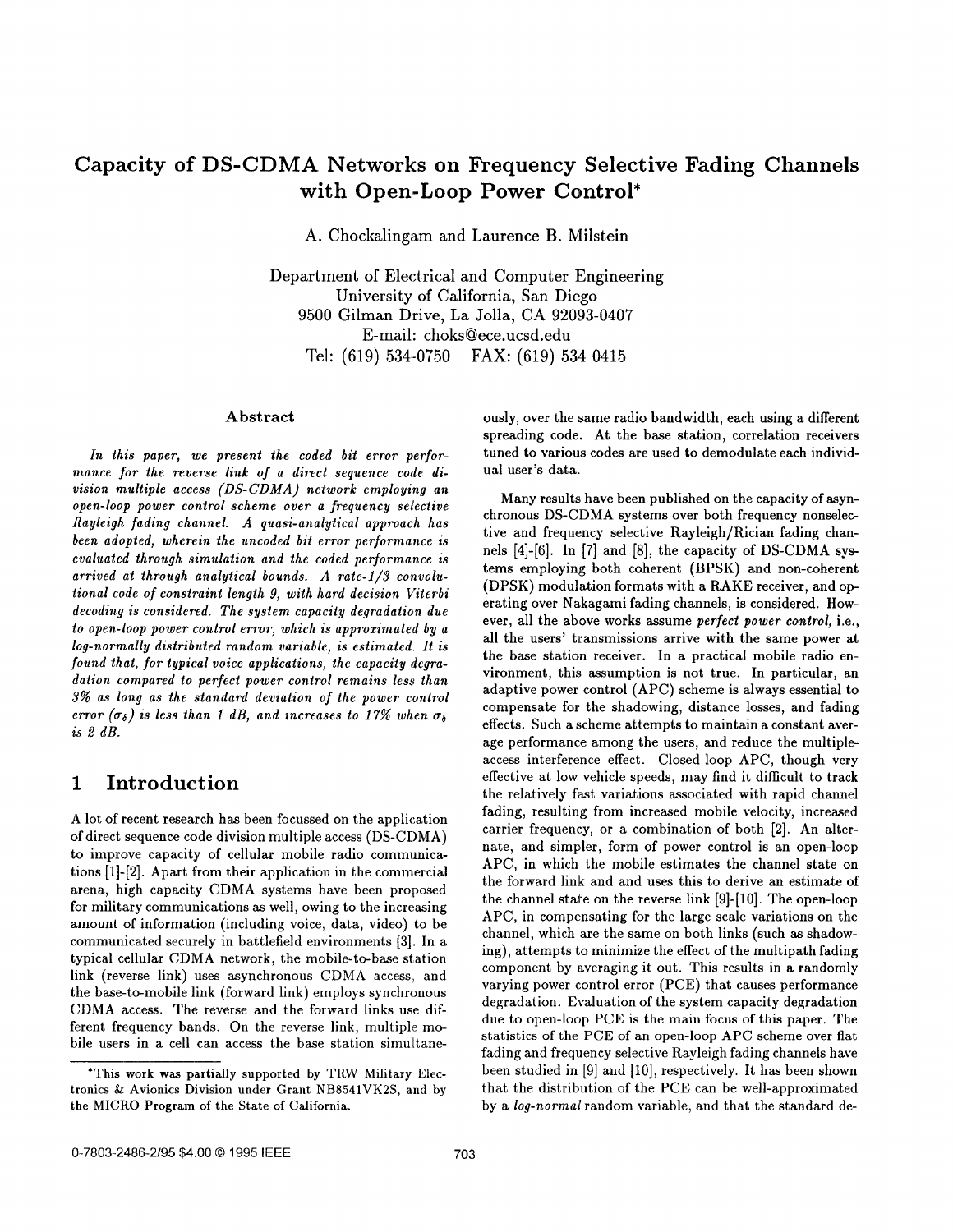# Capacity of DS-CDMA Networks on Frequency Selective Fading Channels with Open-Loop Power Control*

A. Chockalingam and Laurence B. Milstein

Department of Electrical and Computer Engineering
University of California, San Diego
9500 Gilman Drive, La Jolla, CA 92093-0407
E-mail: choks@ece.ucsd.edu
Tel: (619) 534-0750 FAX: (619) 534 0415

## Abstract

*In this paper, we present the coded bit error performance for the reverse link of a direct sequence code division multiple access (DS-CDMA) network employing an open-loop power control scheme over a frequency selective Rayleigh fading channel. A quasi-analytical approach has been adopted, wherein the uncoded bit error performance is evaluated through simulation and the coded performance is arrived at through analytical bounds. A rate-1/3 convolutional code of constraint length 9, with hard decision Viterbi decoding is considered. The system capacity degradation due to open-loop power control error, which is approximated by a log-normally distributed random variable, is estimated. It is found that, for typical voice applications, the capacity degradation compared to perfect power control remains less than 3% as long as the standard deviation of the power control error ($\sigma_\delta$) is less than 1 dB, and increases to 17% when $\sigma_\delta$ is 2 dB.*

## 1 Introduction

A lot of recent research has been focussed on the application of direct sequence code division multiple access (DS-CDMA) to improve capacity of cellular mobile radio communications [1]-[2]. Apart from their application in the commercial arena, high capacity CDMA systems have been proposed for military communications as well, owing to the increasing amount of information (including voice, data, video) to be communicated securely in battlefield environments [3]. In a typical cellular CDMA network, the mobile-to-base station link (reverse link) uses asynchronous CDMA access, and the base-to-mobile link (forward link) employs synchronous CDMA access. The reverse and the forward links use different frequency bands. On the reverse link, multiple mobile users in a cell can access the base station simultaneously, over the same radio bandwidth, each using a different spreading code. At the base station, correlation receivers tuned to various codes are used to demodulate each individual user's data.

Many results have been published on the capacity of asynchronous DS-CDMA systems over both frequency nonselective and frequency selective Rayleigh/Rician fading channels [4]-[6]. In [7] and [8], the capacity of DS-CDMA systems employing both coherent (BPSK) and non-coherent (DPSK) modulation formats with a RAKE receiver, and operating over Nakagami fading channels, is considered. However, all the above works assume *perfect power control*, i.e., all the users' transmissions arrive with the same power at the base station receiver. In a practical mobile radio environment, this assumption is not true. In particular, an adaptive power control (APC) scheme is always essential to compensate for the shadowing, distance losses, and fading effects. Such a scheme attempts to maintain a constant average power among the users, and reduce the multiple-access interference effect. Closed-loop APC, though very effective at low vehicle speeds, may find it difficult to track the relatively fast variations associated with rapid channel fading, resulting from increased mobile velocity, increased carrier frequency, or a combination of both [2]. An alternate, and simpler, form of power control is an open-loop APC, in which the mobile estimates the channel state on the forward link and and uses this to derive an estimate of the channel state on the reverse link [9]-[10]. The open-loop APC, in compensating for the large scale variations on the channel, which are the same on both links (such as shadowing), attempts to minimize the effect of the multipath fading component by averaging it out. This results in a randomly varying power control error (PCE) that causes performance degradation. Evaluation of the system capacity degradation due to open-loop PCE is the main focus of this paper. The statistics of the PCE of an open-loop APC scheme over flat fading and frequency selective Rayleigh fading channels have been studied in [9] and [10], respectively. It has been shown that the distribution of the PCE can be well-approximated by a *log-normal* random variable, and that the standard de-

*This work was partially supported by TRW Military Electronics & Avionics Division under Grant NB8541VK2S, and by the MICRO Program of the State of California.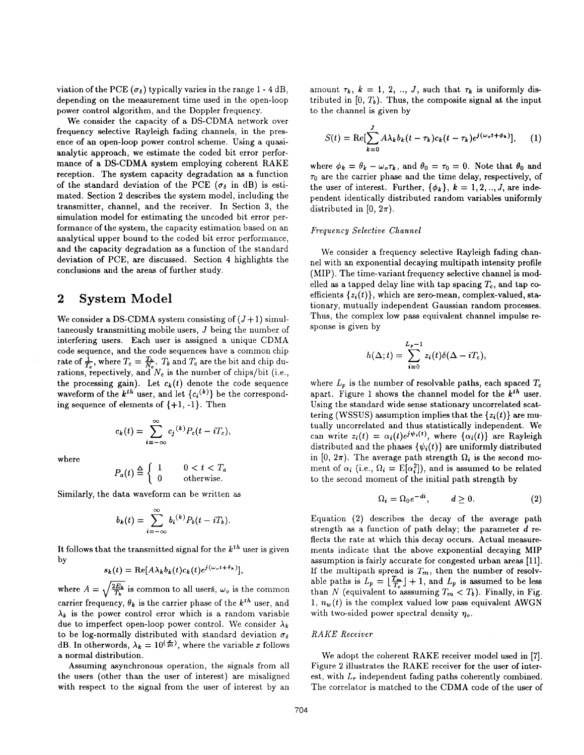viation of the PCE ($\sigma_\delta$) typically varies in the range 1 - 4 dB, depending on the measurement time used in the open-loop power control algorithm, and the Doppler frequency.

We consider the capacity of a DS-CDMA network over frequency selective Rayleigh fading channels, in the presence of an open-loop power control scheme. Using a quasi-analytic approach, we estimate the coded bit error performance of a DS-CDMA system employing coherent RAKE reception. The system capacity degradation as a function of the standard deviation of the PCE ($\sigma_\delta$ in dB) is estimated. Section 2 describes the system model, including the transmitter, channel, and the receiver. In Section 3, the simulation model for estimating the uncoded bit error performance of the system, the capacity estimation based on an analytical upper bound to the coded bit error performance, and the capacity degradation as a function of the standard deviation of PCE, are discussed. Section 4 highlights the conclusions and the areas of further study.

## 2 System Model

We consider a DS-CDMA system consisting of $(J+1)$ simultaneously transmitting mobile users, $J$ being the number of interfering users. Each user is assigned a unique CDMA code sequence, and the code sequences have a common chip rate of $\frac{1}{T_c}$, where $T_c = \frac{T_b}{N_c}$. $T_b$ and $T_c$ are the bit and chip durations, repectively, and $N_c$ is the number of chips/bit (i.e., the processing gain). Let $c_k(t)$ denote the code sequence waveform of the $k^{th}$ user, and let $\{c_i^{(k)}\}$ be the corresponding sequence of elements of $\{+1, -1\}$. Then

$$c_k(t) = \sum_{i=-\infty}^{\infty} c_j{}^{(k)} P_c(t - iT_c),$$

where

$$P_a(t) \triangleq \begin{cases} 1 & 0 < t < T_a \\ 0 & \text{otherwise.} \end{cases}$$

Similarly, the data waveform can be written as

$$b_k(t) = \sum_{i=-\infty}^{\infty} b_i{}^{(k)} P_b(t - iT_b).$$

It follows that the transmitted signal for the $k^{th}$ user is given by

$$s_k(t) = \text{Re}[A\lambda_k b_k(t) c_k(t) e^{j(\omega_o t + \theta_k)}],$$

where $A = \sqrt{\frac{2E_b}{T_b}}$ is common to all users, $\omega_o$ is the common carrier frequency, $\theta_k$ is the carrier phase of the $k^{th}$ user, and $\lambda_k$ is the power control error which is a random variable due to imperfect open-loop power control. We consider $\lambda_k$ to be log-normally distributed with standard deviation $\sigma_\delta$ dB. In otherwords, $\lambda_k = 10^{(\frac{x}{20})}$, where the variable $x$ follows a normal distribution.

Assuming asynchronous operation, the signals from all the users (other than the user of interest) are misaligned with respect to the signal from the user of interest by an amount $\tau_k$, $k = 1, 2, .., J$, such that $\tau_k$ is uniformly distributed in $[0, T_b)$. Thus, the composite signal at the input to the channel is given by

$$S(t) = \text{Re}[\sum_{k=0}^{J} A\lambda_k b_k(t - \tau_k) c_k(t - \tau_k) e^{j(\omega_o t + \phi_k)}], \quad (1)$$

where $\phi_k = \theta_k - \omega_o \tau_k$, and $\theta_0 = \tau_0 = 0$. Note that $\theta_0$ and $\tau_0$ are the carrier phase and the time delay, respectively, of the user of interest. Further, $\{\phi_k\}$, $k = 1, 2, .., J$, are independent identically distributed random variables uniformly distributed in $[0, 2\pi)$.

*Frequency Selective Channel*

We consider a frequency selective Rayleigh fading channel with an exponential decaying multipath intensity profile (MIP). The time-variant frequency selective channel is modelled as a tapped delay line with tap spacing $T_c$, and tap coefficients $\{z_i(t)\}$, which are zero-mean, complex-valued, stationary, mutually independent Gaussian random processes. Thus, the complex low pass equivalent channel impulse response is given by

$$h(\Delta; t) = \sum_{i=0}^{L_p - 1} z_i(t) \delta(\Delta - iT_c),$$

where $L_p$ is the number of resolvable paths, each spaced $T_c$ apart. Figure 1 shows the channel model for the $k^{th}$ user. Using the standard wide sense stationary uncorrelated scattering (WSSUS) assumption implies that the $\{z_i(t)\}$ are mutually uncorrelated and thus statistically independent. We can write $z_i(t) = \alpha_i(t) e^{j\psi_i(t)}$, where $\{\alpha_i(t)\}$ are Rayleigh distributed and the phases $\{\psi_i(t)\}$ are uniformly distributed in $[0, 2\pi)$. The average path strength $\Omega_i$ is the second moment of $\alpha_i$ (i.e., $\Omega_i = \text{E}[\alpha_i^2]$), and is assumed to be related to the second moment of the initial path strength by

$$\Omega_i = \Omega_0 e^{-di}, \qquad d \geq 0. \quad (2)$$

Equation (2) describes the decay of the average path strength as a function of path delay; the parameter $d$ reflects the rate at which this decay occurs. Actual measurements indicate that the above exponential decaying MIP assumption is fairly accurate for congested urban areas [11]. If the multipath spread is $T_m$, then the number of resolvable paths is $L_p = \lfloor \frac{T_m}{T_c} \rfloor + 1$, and $L_p$ is assumed to be less than $N$ (equivalent to asssuming $T_m < T_b$). Finally, in Fig. 1, $n_w(t)$ is the complex valued low pass equivalent AWGN with two-sided power spectral density $\eta_o$.

*RAKE Receiver*

We adopt the coherent RAKE receiver model used in [7]. Figure 2 illustrates the RAKE receiver for the user of interest, with $L_r$ independent fading paths coherently combined. The correlator is matched to the CDMA code of the user of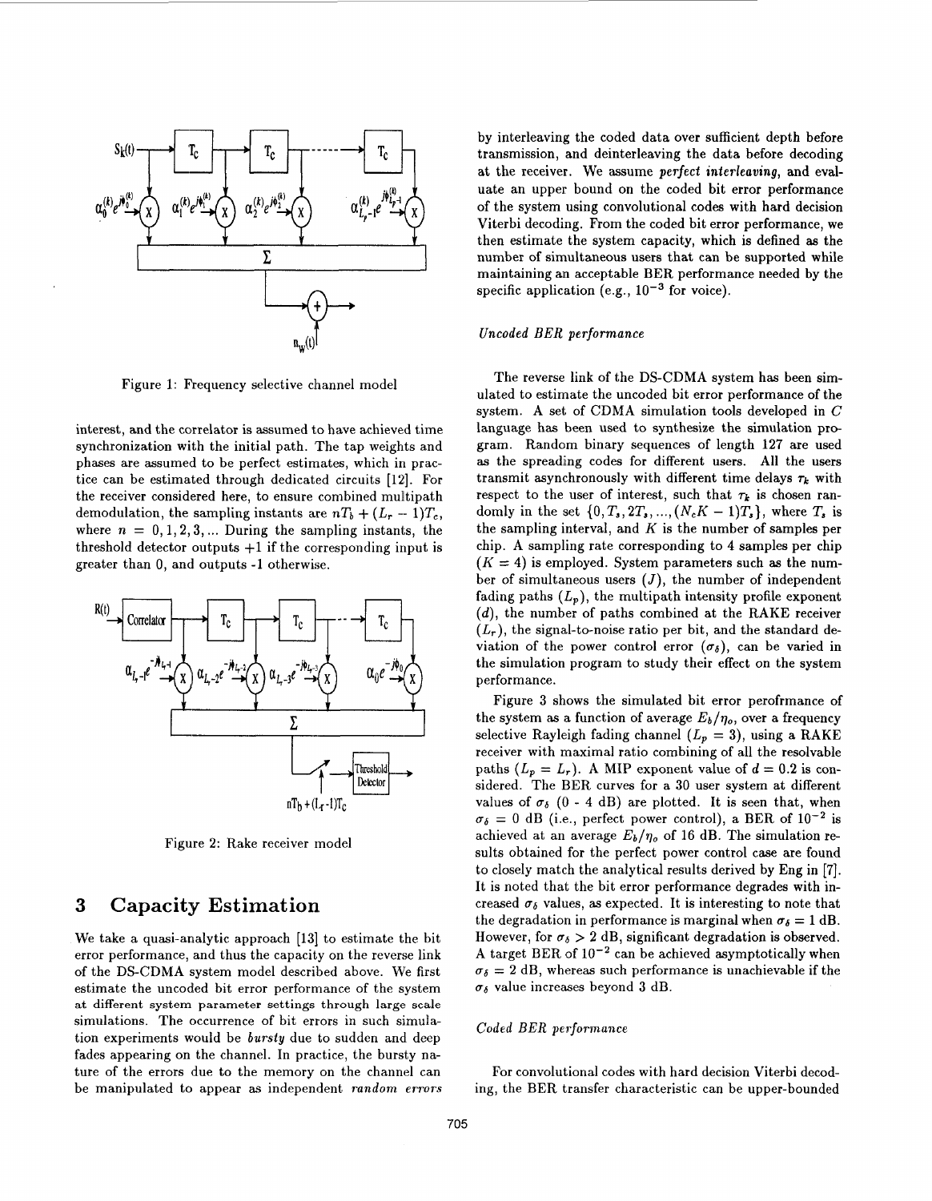Figure 1: Frequency selective channel model

interest, and the correlator is assumed to have achieved time synchronization with the initial path. The tap weights and phases are assumed to be perfect estimates, which in practice can be estimated through dedicated circuits [12]. For the receiver considered here, to ensure combined multipath demodulation, the sampling instants are $nT_b + (L_r - 1)T_c$, where $n = 0, 1, 2, 3, \ldots$ During the sampling instants, the threshold detector outputs +1 if the corresponding input is greater than 0, and outputs -1 otherwise.

Figure 2: Rake receiver model

# 3 Capacity Estimation

We take a quasi-analytic approach [13] to estimate the bit error performance, and thus the capacity on the reverse link of the DS-CDMA system model described above. We first estimate the uncoded bit error performance of the system at different system parameter settings through large scale simulations. The occurrence of bit errors in such simulation experiments would be *bursty* due to sudden and deep fades appearing on the channel. In practice, the bursty nature of the errors due to the memory on the channel can be manipulated to appear as independent *random errors* by interleaving the coded data over sufficient depth before transmission, and deinterleaving the data before decoding at the receiver. We assume *perfect interleaving*, and evaluate an upper bound on the coded bit error performance of the system using convolutional codes with hard decision Viterbi decoding. From the coded bit error performance, we then estimate the system capacity, which is defined as the number of simultaneous users that can be supported while maintaining an acceptable BER performance needed by the specific application (e.g., $10^{-3}$ for voice).

*Uncoded BER performance*

The reverse link of the DS-CDMA system has been simulated to estimate the uncoded bit error performance of the system. A set of CDMA simulation tools developed in C language has been used to synthesize the simulation program. Random binary sequences of length 127 are used as the spreading codes for different users. All the users transmit asynchronously with different time delays $\tau_k$ with respect to the user of interest, such that $\tau_k$ is chosen randomly in the set $\{0, T_s, 2T_s, \ldots, (N_c K - 1)T_s\}$, where $T_s$ is the sampling interval, and $K$ is the number of samples per chip. A sampling rate corresponding to 4 samples per chip ($K = 4$) is employed. System parameters such as the number of simultaneous users ($J$), the number of independent fading paths ($L_p$), the multipath intensity profile exponent ($d$), the number of paths combined at the RAKE receiver ($L_r$), the signal-to-noise ratio per bit, and the standard deviation of the power control error ($\sigma_\delta$), can be varied in the simulation program to study their effect on the system performance.

Figure 3 shows the simulated bit error perofrmance of the system as a function of average $E_b/\eta_o$, over a frequency selective Rayleigh fading channel ($L_p = 3$), using a RAKE receiver with maximal ratio combining of all the resolvable paths ($L_p = L_r$). A MIP exponent value of $d = 0.2$ is considered. The BER curves for a 30 user system at different values of $\sigma_\delta$ (0 - 4 dB) are plotted. It is seen that, when $\sigma_\delta = 0$ dB (i.e., perfect power control), a BER of $10^{-2}$ is achieved at an average $E_b/\eta_o$ of 16 dB. The simulation results obtained for the perfect power control case are found to closely match the analytical results derived by Eng in [7]. It is noted that the bit error performance degrades with increased $\sigma_\delta$ values, as expected. It is interesting to note that the degradation in performance is marginal when $\sigma_\delta = 1$ dB. However, for $\sigma_\delta > 2$ dB, significant degradation is observed. A target BER of $10^{-2}$ can be achieved asymptotically when $\sigma_\delta = 2$ dB, whereas such performance is unachievable if the $\sigma_\delta$ value increases beyond 3 dB.

*Coded BER performance*

For convolutional codes with hard decision Viterbi decoding, the BER transfer characteristic can be upper-bounded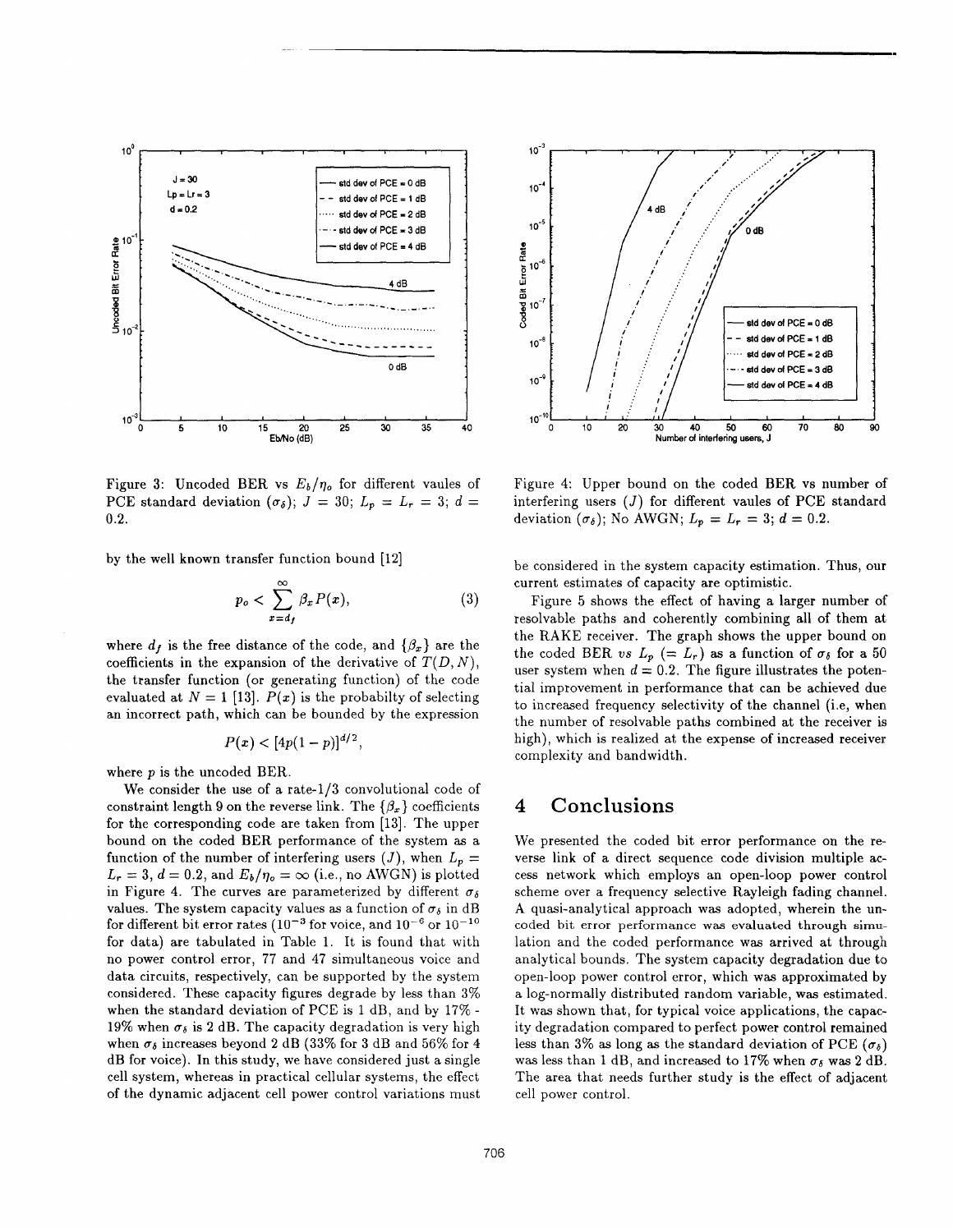Figure 3: Uncoded BER vs $E_b/\eta_o$ for different vaules of PCE standard deviation ($\sigma_\delta$); $J = 30$; $L_p = L_r = 3$; $d = 0.2$.

Figure 4: Upper bound on the coded BER vs number of interfering users ($J$) for different vaules of PCE standard deviation ($\sigma_\delta$); No AWGN; $L_p = L_r = 3$; $d = 0.2$.

by the well known transfer function bound [12]

$$p_o < \sum_{x=d_f}^{\infty} \beta_x P(x), \tag{3}$$

where $d_f$ is the free distance of the code, and $\{\beta_x\}$ are the coefficients in the expansion of the derivative of $T(D, N)$, the transfer function (or generating function) of the code evaluated at $N = 1$ [13]. $P(x)$ is the probabilty of selecting an incorrect path, which can be bounded by the expression

$$P(x) < [4p(1-p)]^{d/2},$$

where $p$ is the uncoded BER.

We consider the use of a rate-1/3 convolutional code of constraint length 9 on the reverse link. The $\{\beta_x\}$ coefficients for the corresponding code are taken from [13]. The upper bound on the coded BER performance of the system as a function of the number of interfering users ($J$), when $L_p = L_r = 3$, $d = 0.2$, and $E_b/\eta_o = \infty$ (i.e., no AWGN) is plotted in Figure 4. The curves are parameterized by different $\sigma_\delta$ values. The system capacity values as a function of $\sigma_\delta$ in dB for different bit error rates ($10^{-3}$ for voice, and $10^{-6}$ or $10^{-10}$ for data) are tabulated in Table 1. It is found that with no power control error, 77 and 47 simultaneous voice and data circuits, respectively, can be supported by the system considered. These capacity figures degrade by less than 3% when the standard deviation of PCE is 1 dB, and by 17% - 19% when $\sigma_\delta$ is 2 dB. The capacity degradation is very high when $\sigma_\delta$ increases beyond 2 dB (33% for 3 dB and 56% for 4 dB for voice). In this study, we have considered just a single cell system, whereas in practical cellular systems, the effect of the dynamic adjacent cell power control variations must be considered in the system capacity estimation. Thus, our current estimates of capacity are optimistic.

Figure 5 shows the effect of having a larger number of resolvable paths and coherently combining all of them at the RAKE receiver. The graph shows the upper bound on the coded BER *vs* $L_p$ ($= L_r$) as a function of $\sigma_\delta$ for a 50 user system when $d = 0.2$. The figure illustrates the potential improvement in performance that can be achieved due to increased frequency selectivity of the channel (i.e, when the number of resolvable paths combined at the receiver is high), which is realized at the expense of increased receiver complexity and bandwidth.

## 4 Conclusions

We presented the coded bit error performance on the reverse link of a direct sequence code division multiple access network which employs an open-loop power control scheme over a frequency selective Rayleigh fading channel. A quasi-analytical approach was adopted, wherein the uncoded bit error performance was evaluated through simulation and the coded performance was arrived at through analytical bounds. The system capacity degradation due to open-loop power control error, which was approximated by a log-normally distributed random variable, was estimated. It was shown that, for typical voice applications, the capacity degradation compared to perfect power control remained less than 3% as long as the standard deviation of PCE ($\sigma_\delta$) was less than 1 dB, and increased to 17% when $\sigma_\delta$ was 2 dB. The area that needs further study is the effect of adjacent cell power control.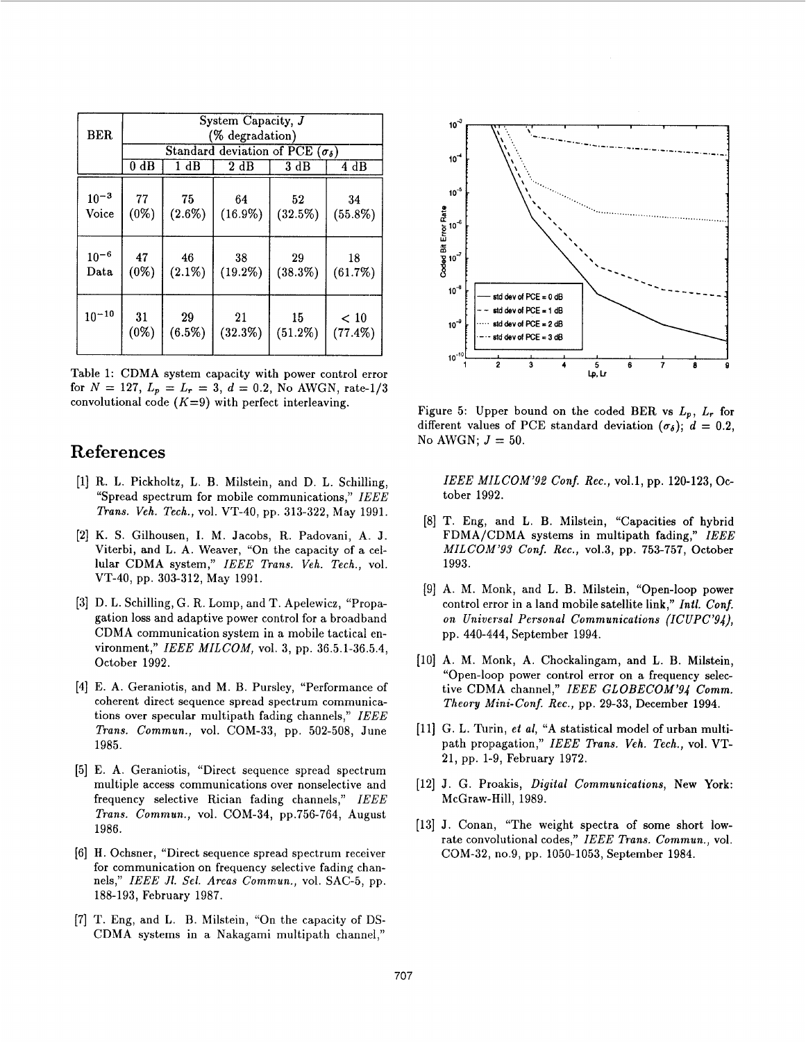| BER | System Capacity, $J$ (% degradation) | | | | |
|---|---|---|---|---|---|
| | Standard deviation of PCE ($\sigma_\delta$) | | | | |
| | 0 dB | 1 dB | 2 dB | 3 dB | 4 dB |
| $10^{-3}$ Voice | 77 (0%) | 75 (2.6%) | 64 (16.9%) | 52 (32.5%) | 34 (55.8%) |
| $10^{-6}$ Data | 47 (0%) | 46 (2.1%) | 38 (19.2%) | 29 (38.3%) | 18 (61.7%) |
| $10^{-10}$ | 31 (0%) | 29 (6.5%) | 21 (32.3%) | 15 (51.2%) | < 10 (77.4%) |

Table 1: CDMA system capacity with power control error for $N = 127$, $L_p = L_r = 3$, $d = 0.2$, No AWGN, rate-1/3 convolutional code ($K$=9) with perfect interleaving.

Coded Bit Error Rate

$10^{-3}$
$10^{-4}$
$10^{-5}$
$10^{-6}$
$10^{-7}$
$10^{-8}$
$10^{-9}$
$10^{-10}$

1 2 3 4 5 6 7 8 9

Lp, Lr

std dev of PCE = 0 dB
std dev of PCE = 1 dB
std dev of PCE = 2 dB
std dev of PCE = 3 dB

Figure 5: Upper bound on the coded BER vs $L_p$, $L_r$ for different values of PCE standard deviation ($\sigma_\delta$); $d = 0.2$, No AWGN; $J = 50$.

# References

[1] R. L. Pickholtz, L. B. Milstein, and D. L. Schilling, "Spread spectrum for mobile communications," *IEEE Trans. Veh. Tech.*, vol. VT-40, pp. 313-322, May 1991.

[2] K. S. Gilhousen, I. M. Jacobs, R. Padovani, A. J. Viterbi, and L. A. Weaver, "On the capacity of a cellular CDMA system," *IEEE Trans. Veh. Tech.*, vol. VT-40, pp. 303-312, May 1991.

[3] D. L. Schilling, G. R. Lomp, and T. Apelewicz, "Propagation loss and adaptive power control for a broadband CDMA communication system in a mobile tactical environment," *IEEE MILCOM*, vol. 3, pp. 36.5.1-36.5.4, October 1992.

[4] E. A. Geraniotis, and M. B. Pursley, "Performance of coherent direct sequence spread spectrum communications over specular multipath fading channels," *IEEE Trans. Commun.*, vol. COM-33, pp. 502-508, June 1985.

[5] E. A. Geraniotis, "Direct sequence spread spectrum multiple access communications over nonselective and frequency selective Rician fading channels," *IEEE Trans. Commun.*, vol. COM-34, pp.756-764, August 1986.

[6] H. Ochsner, "Direct sequence spread spectrum receiver for communication on frequency selective fading channels," *IEEE Jl. Sel. Areas Commun.*, vol. SAC-5, pp. 188-193, February 1987.

[7] T. Eng, and L. B. Milstein, "On the capacity of DS-CDMA systems in a Nakagami multipath channel," *IEEE MILCOM'92 Conf. Rec.*, vol.1, pp. 120-123, October 1992.

[8] T. Eng, and L. B. Milstein, "Capacities of hybrid FDMA/CDMA systems in multipath fading," *IEEE MILCOM'93 Conf. Rec.*, vol.3, pp. 753-757, October 1993.

[9] A. M. Monk, and L. B. Milstein, "Open-loop power control error in a land mobile satellite link," *Intl. Conf. on Universal Personal Communications (ICUPC'94)*, pp. 440-444, September 1994.

[10] A. M. Monk, A. Chockalingam, and L. B. Milstein, "Open-loop power control error on a frequency selective CDMA channel," *IEEE GLOBECOM'94 Comm. Theory Mini-Conf. Rec.*, pp. 29-33, December 1994.

[11] G. L. Turin, *et al*, "A statistical model of urban multipath propagation," *IEEE Trans. Veh. Tech.*, vol. VT-21, pp. 1-9, February 1972.

[12] J. G. Proakis, *Digital Communications*, New York: McGraw-Hill, 1989.

[13] J. Conan, "The weight spectra of some short low-rate convolutional codes," *IEEE Trans. Commun.*, vol. COM-32, no.9, pp. 1050-1053, September 1984.